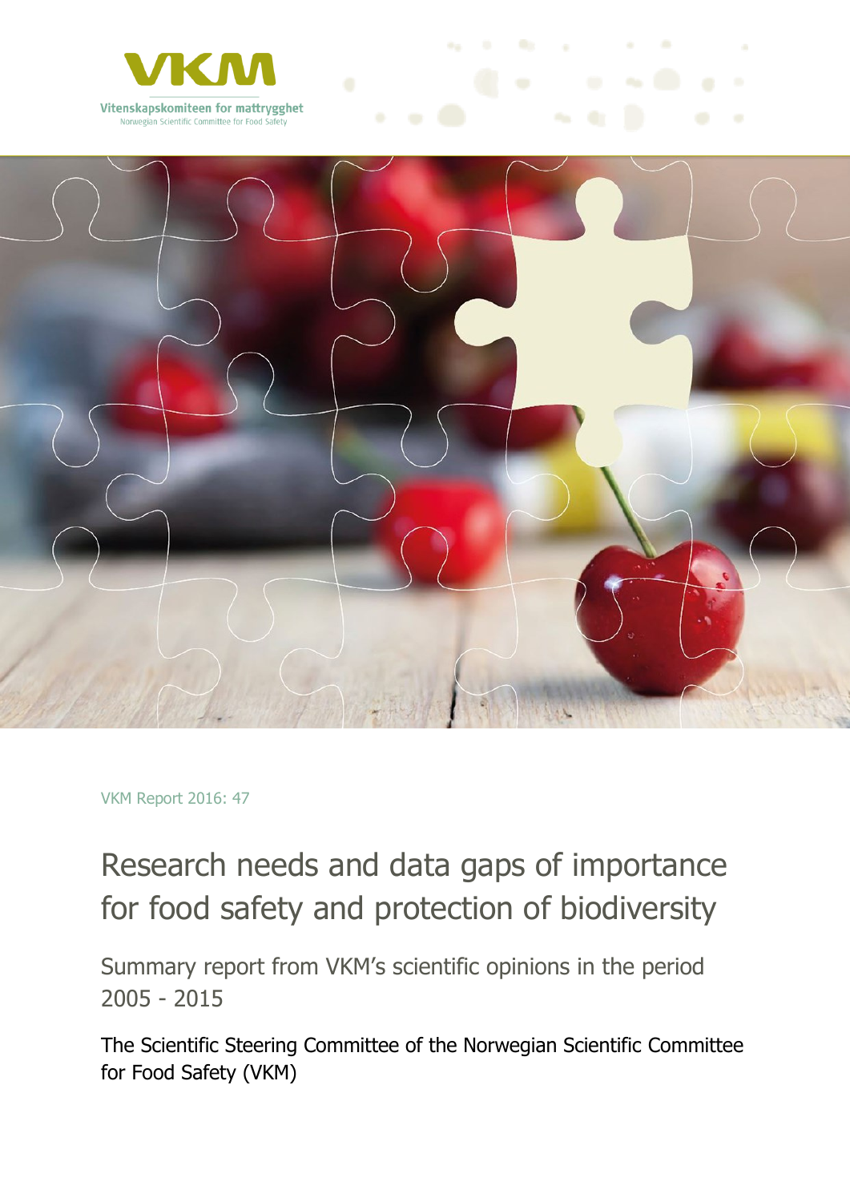VKM

Vitenskapskomiteen for mattrygghet

Norwegian Scientific Committee for Food Safety

VKM Report 2016: 47

# Research needs and data gaps of importance for food safety and protection of biodiversity

## Summary report from VKM's scientific opinions in the period 2005 - 2015

The Scientific Steering Committee of the Norwegian Scientific Committee for Food Safety (VKM)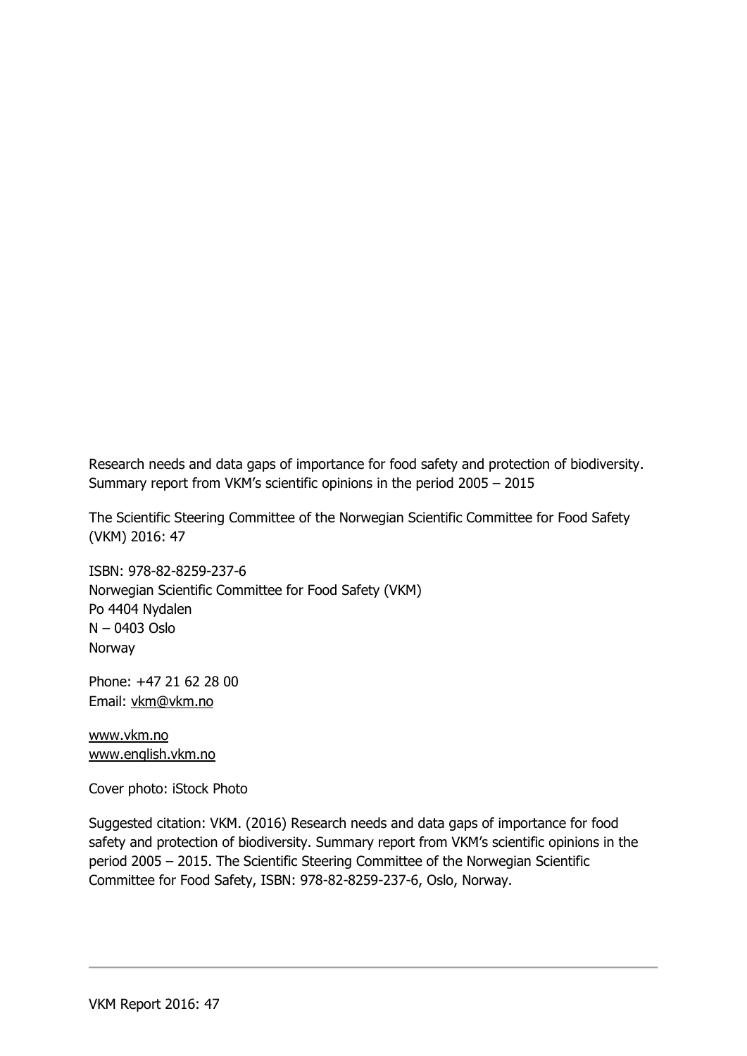Research needs and data gaps of importance for food safety and protection of biodiversity. Summary report from VKM's scientific opinions in the period 2005 – 2015

The Scientific Steering Committee of the Norwegian Scientific Committee for Food Safety (VKM) 2016: 47

ISBN: 978-82-8259-237-6
Norwegian Scientific Committee for Food Safety (VKM)
Po 4404 Nydalen
N – 0403 Oslo
Norway

Phone: +47 21 62 28 00
Email: vkm@vkm.no

www.vkm.no
www.english.vkm.no

Cover photo: iStock Photo

Suggested citation: VKM. (2016) Research needs and data gaps of importance for food safety and protection of biodiversity. Summary report from VKM's scientific opinions in the period 2005 – 2015. The Scientific Steering Committee of the Norwegian Scientific Committee for Food Safety, ISBN: 978-82-8259-237-6, Oslo, Norway.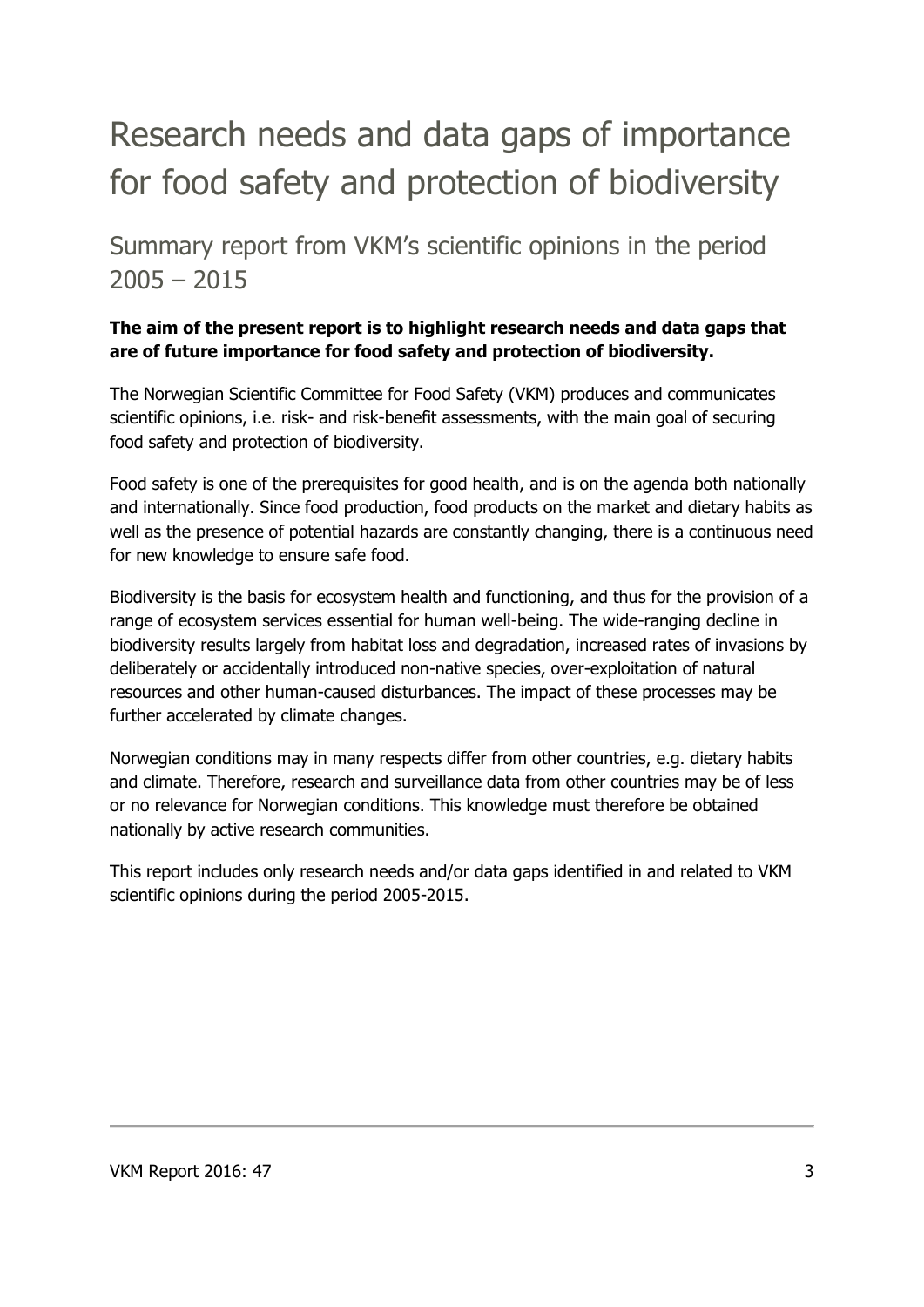# Research needs and data gaps of importance for food safety and protection of biodiversity

## Summary report from VKM's scientific opinions in the period 2005 – 2015

**The aim of the present report is to highlight research needs and data gaps that are of future importance for food safety and protection of biodiversity.**

The Norwegian Scientific Committee for Food Safety (VKM) produces and communicates scientific opinions, i.e. risk- and risk-benefit assessments, with the main goal of securing food safety and protection of biodiversity.

Food safety is one of the prerequisites for good health, and is on the agenda both nationally and internationally. Since food production, food products on the market and dietary habits as well as the presence of potential hazards are constantly changing, there is a continuous need for new knowledge to ensure safe food.

Biodiversity is the basis for ecosystem health and functioning, and thus for the provision of a range of ecosystem services essential for human well-being. The wide-ranging decline in biodiversity results largely from habitat loss and degradation, increased rates of invasions by deliberately or accidentally introduced non-native species, over-exploitation of natural resources and other human-caused disturbances. The impact of these processes may be further accelerated by climate changes.

Norwegian conditions may in many respects differ from other countries, e.g. dietary habits and climate. Therefore, research and surveillance data from other countries may be of less or no relevance for Norwegian conditions. This knowledge must therefore be obtained nationally by active research communities.

This report includes only research needs and/or data gaps identified in and related to VKM scientific opinions during the period 2005-2015.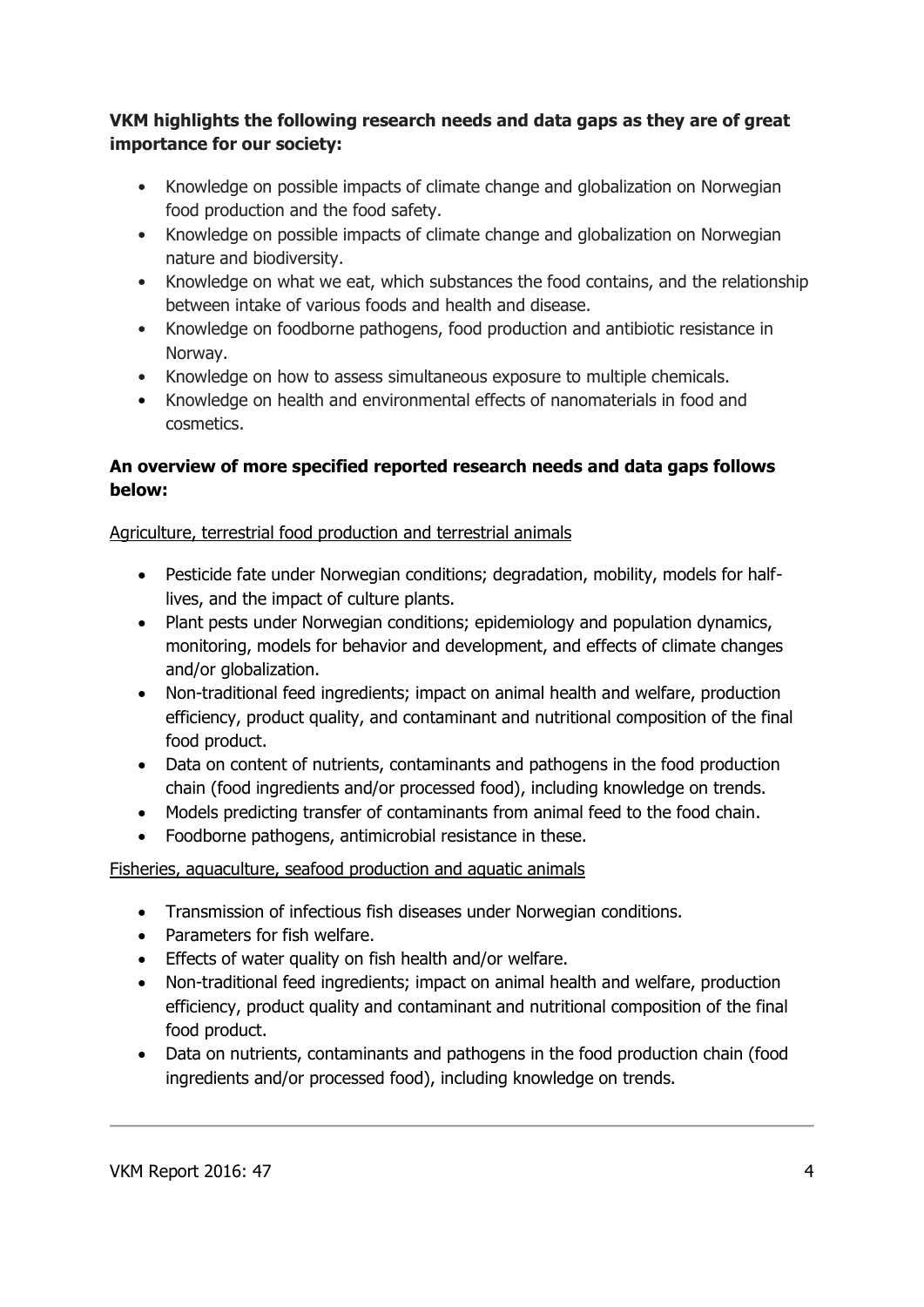**VKM highlights the following research needs and data gaps as they are of great importance for our society:**

- Knowledge on possible impacts of climate change and globalization on Norwegian food production and the food safety.
- Knowledge on possible impacts of climate change and globalization on Norwegian nature and biodiversity.
- Knowledge on what we eat, which substances the food contains, and the relationship between intake of various foods and health and disease.
- Knowledge on foodborne pathogens, food production and antibiotic resistance in Norway.
- Knowledge on how to assess simultaneous exposure to multiple chemicals.
- Knowledge on health and environmental effects of nanomaterials in food and cosmetics.

**An overview of more specified reported research needs and data gaps follows below:**

Agriculture, terrestrial food production and terrestrial animals

- Pesticide fate under Norwegian conditions; degradation, mobility, models for half-lives, and the impact of culture plants.
- Plant pests under Norwegian conditions; epidemiology and population dynamics, monitoring, models for behavior and development, and effects of climate changes and/or globalization.
- Non-traditional feed ingredients; impact on animal health and welfare, production efficiency, product quality, and contaminant and nutritional composition of the final food product.
- Data on content of nutrients, contaminants and pathogens in the food production chain (food ingredients and/or processed food), including knowledge on trends.
- Models predicting transfer of contaminants from animal feed to the food chain.
- Foodborne pathogens, antimicrobial resistance in these.

Fisheries, aquaculture, seafood production and aquatic animals

- Transmission of infectious fish diseases under Norwegian conditions.
- Parameters for fish welfare.
- Effects of water quality on fish health and/or welfare.
- Non-traditional feed ingredients; impact on animal health and welfare, production efficiency, product quality and contaminant and nutritional composition of the final food product.
- Data on nutrients, contaminants and pathogens in the food production chain (food ingredients and/or processed food), including knowledge on trends.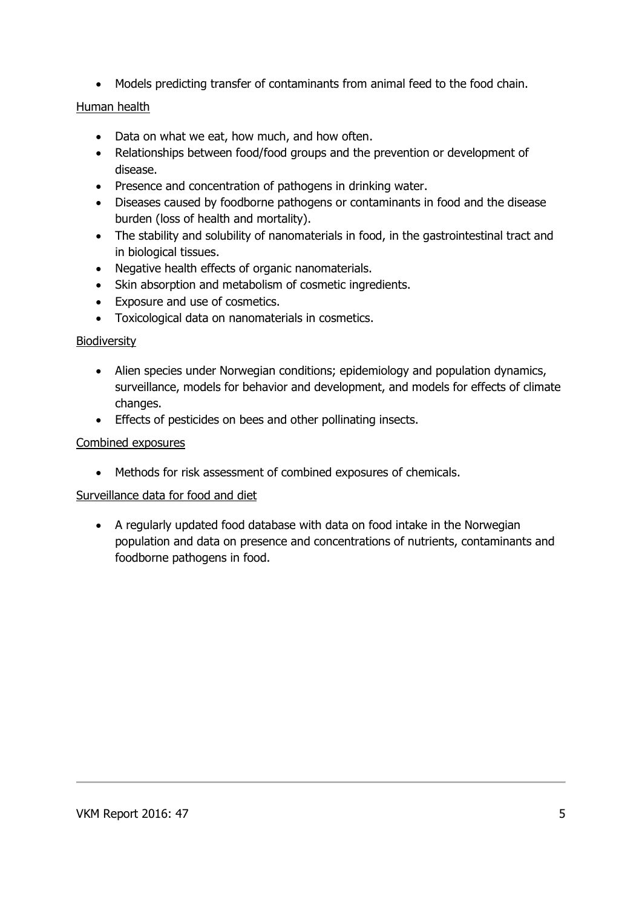- Models predicting transfer of contaminants from animal feed to the food chain.

Human health

- Data on what we eat, how much, and how often.
- Relationships between food/food groups and the prevention or development of disease.
- Presence and concentration of pathogens in drinking water.
- Diseases caused by foodborne pathogens or contaminants in food and the disease burden (loss of health and mortality).
- The stability and solubility of nanomaterials in food, in the gastrointestinal tract and in biological tissues.
- Negative health effects of organic nanomaterials.
- Skin absorption and metabolism of cosmetic ingredients.
- Exposure and use of cosmetics.
- Toxicological data on nanomaterials in cosmetics.

Biodiversity

- Alien species under Norwegian conditions; epidemiology and population dynamics, surveillance, models for behavior and development, and models for effects of climate changes.
- Effects of pesticides on bees and other pollinating insects.

Combined exposures

- Methods for risk assessment of combined exposures of chemicals.

Surveillance data for food and diet

- A regularly updated food database with data on food intake in the Norwegian population and data on presence and concentrations of nutrients, contaminants and foodborne pathogens in food.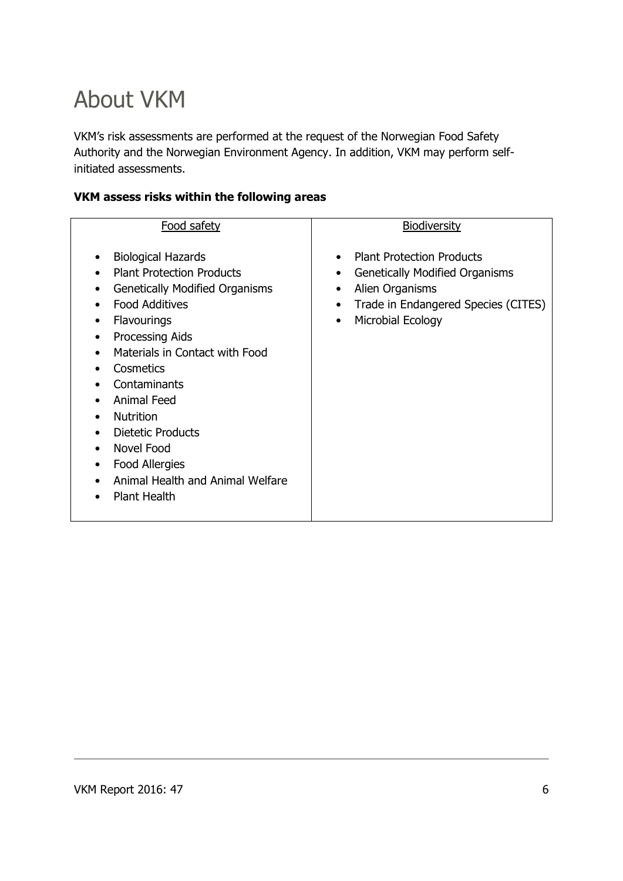# About VKM

VKM's risk assessments are performed at the request of the Norwegian Food Safety Authority and the Norwegian Environment Agency. In addition, VKM may perform self-initiated assessments.

**VKM assess risks within the following areas**

| Food safety | Biodiversity |
|---|---|
| • Biological Hazards<br>• Plant Protection Products<br>• Genetically Modified Organisms<br>• Food Additives<br>• Flavourings<br>• Processing Aids<br>• Materials in Contact with Food<br>• Cosmetics<br>• Contaminants<br>• Animal Feed<br>• Nutrition<br>• Dietetic Products<br>• Novel Food<br>• Food Allergies<br>• Animal Health and Animal Welfare<br>• Plant Health | • Plant Protection Products<br>• Genetically Modified Organisms<br>• Alien Organisms<br>• Trade in Endangered Species (CITES)<br>• Microbial Ecology |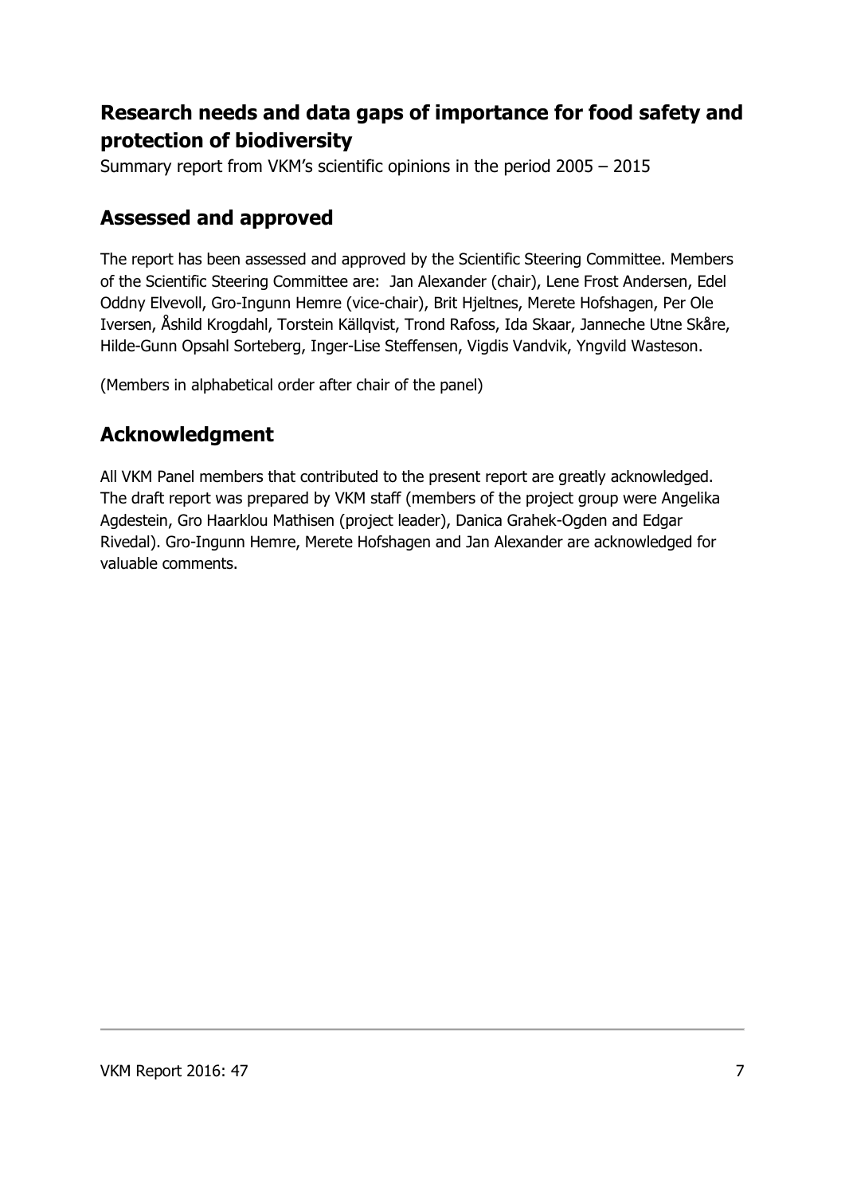## Research needs and data gaps of importance for food safety and protection of biodiversity

Summary report from VKM's scientific opinions in the period 2005 – 2015

## Assessed and approved

The report has been assessed and approved by the Scientific Steering Committee. Members of the Scientific Steering Committee are: Jan Alexander (chair), Lene Frost Andersen, Edel Oddny Elvevoll, Gro-Ingunn Hemre (vice-chair), Brit Hjeltnes, Merete Hofshagen, Per Ole Iversen, Åshild Krogdahl, Torstein Källqvist, Trond Rafoss, Ida Skaar, Janneche Utne Skåre, Hilde-Gunn Opsahl Sorteberg, Inger-Lise Steffensen, Vigdis Vandvik, Yngvild Wasteson.

(Members in alphabetical order after chair of the panel)

## Acknowledgment

All VKM Panel members that contributed to the present report are greatly acknowledged. The draft report was prepared by VKM staff (members of the project group were Angelika Agdestein, Gro Haarklou Mathisen (project leader), Danica Grahek-Ogden and Edgar Rivedal). Gro-Ingunn Hemre, Merete Hofshagen and Jan Alexander are acknowledged for valuable comments.